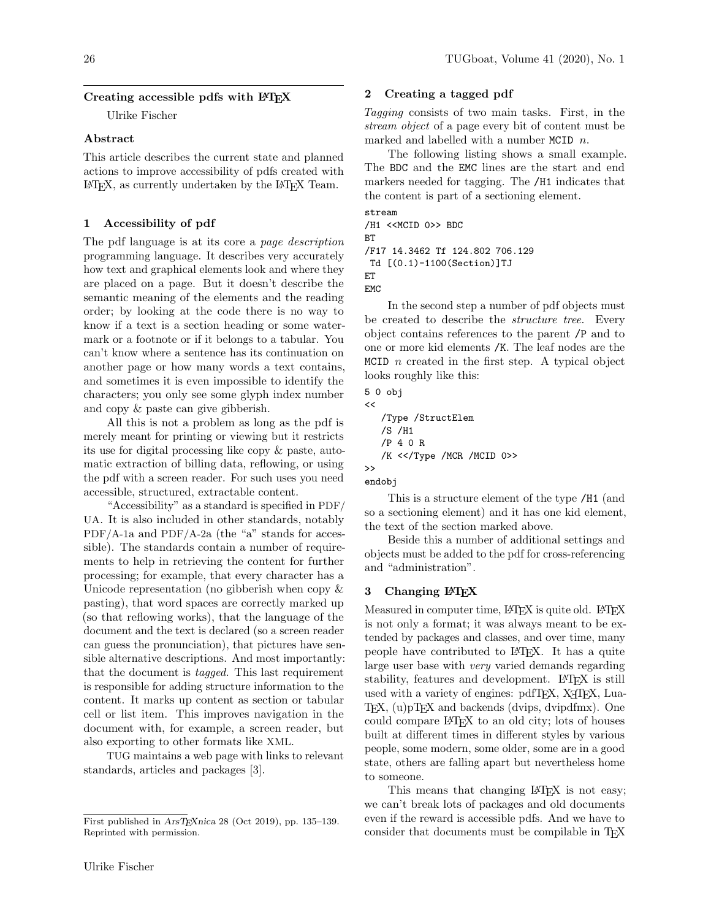## Creating accessible pdfs with LaTeX

Ulrike Fischer

### Abstract

This article describes the current state and planned actions to improve accessibility of pdfs created with LaTeX, as currently undertaken by the LaTeX Team.

### 1 Accessibility of pdf

The pdf language is at its core a *page description* programming language. It describes very accurately how text and graphical elements look and where they are placed on a page. But it doesn't describe the semantic meaning of the elements and the reading order; by looking at the code there is no way to know if a text is a section heading or some watermark or a footnote or if it belongs to a tabular. You can't know where a sentence has its continuation on another page or how many words a text contains, and sometimes it is even impossible to identify the characters; you only see some glyph index number and copy & paste can give gibberish.

All this is not a problem as long as the pdf is merely meant for printing or viewing but it restricts its use for digital processing like copy & paste, automatic extraction of billing data, reflowing, or using the pdf with a screen reader. For such uses you need accessible, structured, extractable content.

"Accessibility" as a standard is specified in PDF/UA. It is also included in other standards, notably PDF/A-1a and PDF/A-2a (the "a" stands for accessible). The standards contain a number of requirements to help in retrieving the content for further processing; for example, that every character has a Unicode representation (no gibberish when copy & pasting), that word spaces are correctly marked up (so that reflowing works), that the language of the document and the text is declared (so a screen reader can guess the pronunciation), that pictures have sensible alternative descriptions. And most importantly: that the document is *tagged*. This last requirement is responsible for adding structure information to the content. It marks up content as section or tabular cell or list item. This improves navigation in the document with, for example, a screen reader, but also exporting to other formats like XML.

TUG maintains a web page with links to relevant standards, articles and packages [3].

First published in *ArsTeXnica* 28 (Oct 2019), pp. 135–139. Reprinted with permission.

### 2 Creating a tagged pdf

*Tagging* consists of two main tasks. First, in the *stream object* of a page every bit of content must be marked and labelled with a number `MCID` $n$.

The following listing shows a small example. The `BDC` and the `EMC` lines are the start and end markers needed for tagging. The `/H1` indicates that the content is part of a sectioning element.

```
stream
/H1 <<MCID 0>> BDC
BT
/F17 14.3462 Tf 124.802 706.129
 Td [(0.1)-1100(Section)]TJ
ET
EMC
```

In the second step a number of pdf objects must be created to describe the *structure tree*. Every object contains references to the parent `/P` and to one or more kid elements `/K`. The leaf nodes are the `MCID` $n$ created in the first step. A typical object looks roughly like this:

```
5 0 obj
<<
   /Type /StructElem
   /S /H1
   /P 4 0 R
   /K <</Type /MCR /MCID 0>>
>>
endobj
```

This is a structure element of the type `/H1` (and so a sectioning element) and it has one kid element, the text of the section marked above.

Beside this a number of additional settings and objects must be added to the pdf for cross-referencing and "administration".

### 3 Changing LaTeX

Measured in computer time, LaTeX is quite old. LaTeX is not only a format; it was always meant to be extended by packages and classes, and over time, many people have contributed to LaTeX. It has a quite large user base with *very* varied demands regarding stability, features and development. LaTeX is still used with a variety of engines: pdfTeX, XeTeX, LuaTeX, (u)pTeX and backends (dvips, dvipdfmx). One could compare LaTeX to an old city; lots of houses built at different times in different styles by various people, some modern, some older, some are in a good state, others are falling apart but nevertheless home to someone.

This means that changing LaTeX is not easy; we can't break lots of packages and old documents even if the reward is accessible pdfs. And we have to consider that documents must be compilable in TeX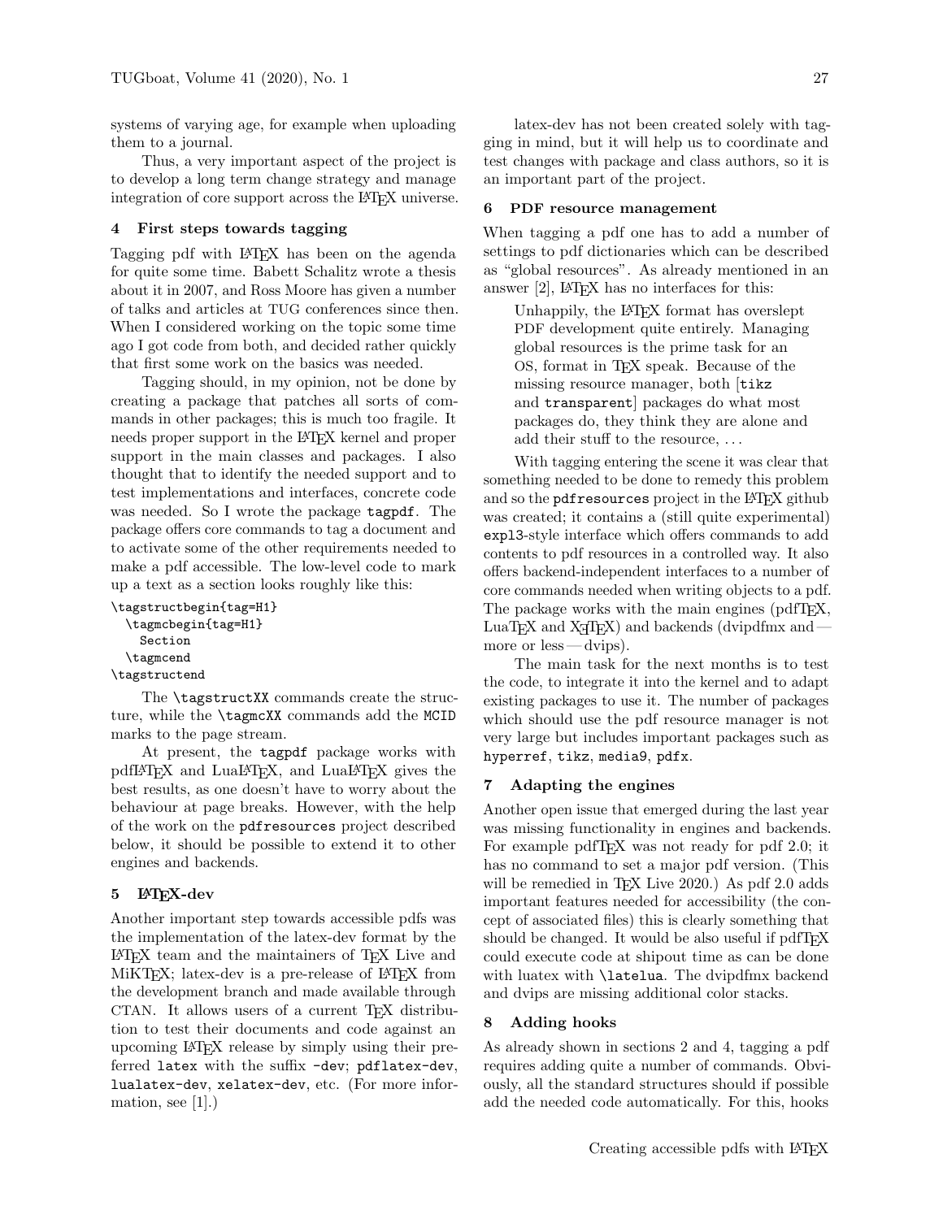systems of varying age, for example when uploading them to a journal.

Thus, a very important aspect of the project is to develop a long term change strategy and manage integration of core support across the LaTeX universe.

## 4 First steps towards tagging

Tagging pdf with LaTeX has been on the agenda for quite some time. Babett Schalitz wrote a thesis about it in 2007, and Ross Moore has given a number of talks and articles at TUG conferences since then. When I considered working on the topic some time ago I got code from both, and decided rather quickly that first some work on the basics was needed.

Tagging should, in my opinion, not be done by creating a package that patches all sorts of commands in other packages; this is much too fragile. It needs proper support in the LaTeX kernel and proper support in the main classes and packages. I also thought that to identify the needed support and to test implementations and interfaces, concrete code was needed. So I wrote the package `tagpdf`. The package offers core commands to tag a document and to activate some of the other requirements needed to make a pdf accessible. The low-level code to mark up a text as a section looks roughly like this:

```
\tagstructbegin{tag=H1}
  \tagmcbegin{tag=H1}
    Section
  \tagmcend
\tagstructend
```

The `\tagstructXX` commands create the structure, while the `\tagmcXX` commands add the `MCID` marks to the page stream.

At present, the `tagpdf` package works with pdfLaTeX and LuaLaTeX, and LuaLaTeX gives the best results, as one doesn't have to worry about the behaviour at page breaks. However, with the help of the work on the `pdfresources` project described below, it should be possible to extend it to other engines and backends.

## 5 LaTeX-dev

Another important step towards accessible pdfs was the implementation of the latex-dev format by the LaTeX team and the maintainers of TeX Live and MiKTeX; latex-dev is a pre-release of LaTeX from the development branch and made available through CTAN. It allows users of a current TeX distribution to test their documents and code against an upcoming LaTeX release by simply using their preferred `latex` with the suffix `-dev`; `pdflatex-dev`, `lualatex-dev`, `xelatex-dev`, etc. (For more information, see [1].)

latex-dev has not been created solely with tagging in mind, but it will help us to coordinate and test changes with package and class authors, so it is an important part of the project.

## 6 PDF resource management

When tagging a pdf one has to add a number of settings to pdf dictionaries which can be described as "global resources". As already mentioned in an answer [2], LaTeX has no interfaces for this:

> Unhappily, the LaTeX format has overslept PDF development quite entirely. Managing global resources is the prime task for an OS, format in TeX speak. Because of the missing resource manager, both [`tikz` and `transparent`] packages do what most packages do, they think they are alone and add their stuff to the resource, ...

With tagging entering the scene it was clear that something needed to be done to remedy this problem and so the `pdfresources` project in the LaTeX github was created; it contains a (still quite experimental) `expl3`-style interface which offers commands to add contents to pdf resources in a controlled way. It also offers backend-independent interfaces to a number of core commands needed when writing objects to a pdf. The package works with the main engines (pdfTeX, LuaTeX and XeTeX) and backends (dvipdfmx and — more or less — dvips).

The main task for the next months is to test the code, to integrate it into the kernel and to adapt existing packages to use it. The number of packages which should use the pdf resource manager is not very large but includes important packages such as `hyperref`, `tikz`, `media9`, `pdfx`.

## 7 Adapting the engines

Another open issue that emerged during the last year was missing functionality in engines and backends. For example pdfTeX was not ready for pdf 2.0; it has no command to set a major pdf version. (This will be remedied in TeX Live 2020.) As pdf 2.0 adds important features needed for accessibility (the concept of associated files) this is clearly something that should be changed. It would be also useful if pdfTeX could execute code at shipout time as can be done with luatex with `\latelua`. The dvipdfmx backend and dvips are missing additional color stacks.

## 8 Adding hooks

As already shown in sections 2 and 4, tagging a pdf requires adding quite a number of commands. Obviously, all the standard structures should if possible add the needed code automatically. For this, hooks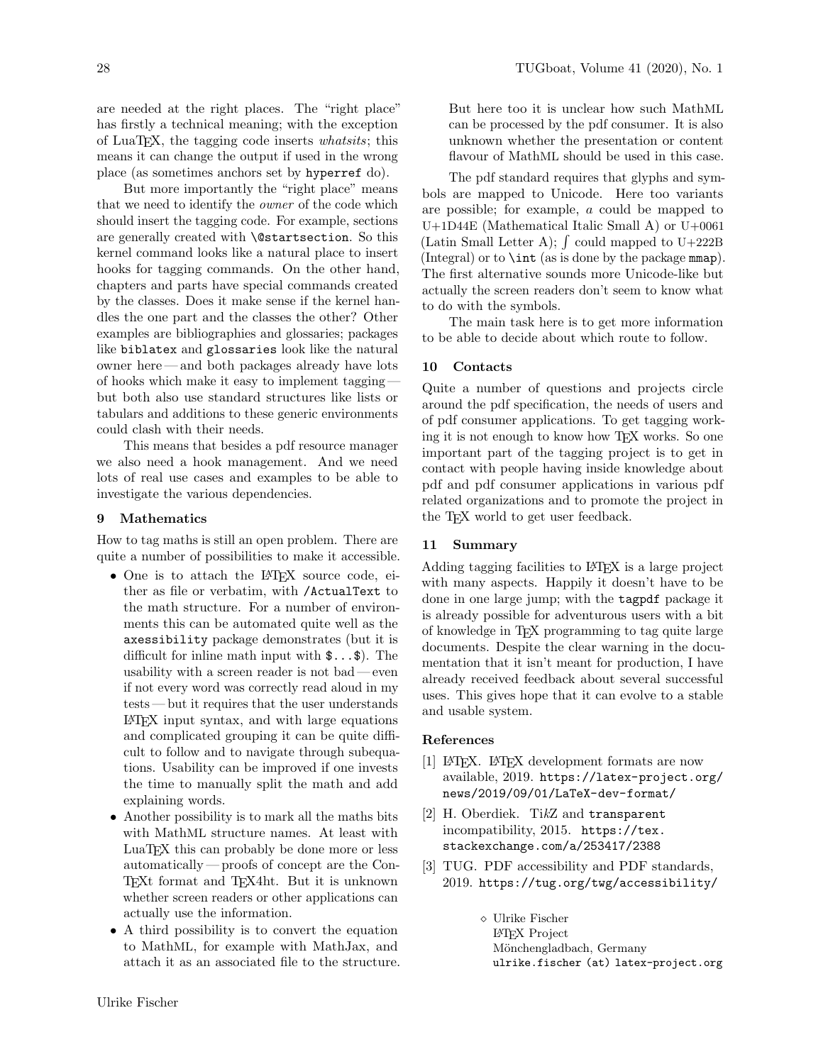are needed at the right places. The "right place" has firstly a technical meaning; with the exception of LuaTeX, the tagging code inserts *whatsits*; this means it can change the output if used in the wrong place (as sometimes anchors set by `hyperref` do).

But more importantly the "right place" means that we need to identify the *owner* of the code which should insert the tagging code. For example, sections are generally created with `\@startsection`. So this kernel command looks like a natural place to insert hooks for tagging commands. On the other hand, chapters and parts have special commands created by the classes. Does it make sense if the kernel handles the one part and the classes the other? Other examples are bibliographies and glossaries; packages like `biblatex` and `glossaries` look like the natural owner here — and both packages already have lots of hooks which make it easy to implement tagging — but both also use standard structures like lists or tabulars and additions to these generic environments could clash with their needs.

This means that besides a pdf resource manager we also need a hook management. And we need lots of real use cases and examples to be able to investigate the various dependencies.

## 9 Mathematics

How to tag maths is still an open problem. There are quite a number of possibilities to make it accessible.

- One is to attach the LaTeX source code, either as file or verbatim, with `/ActualText` to the math structure. For a number of environments this can be automated quite well as the `axessibility` package demonstrates (but it is difficult for inline math input with `$...$`). The usability with a screen reader is not bad — even if not every word was correctly read aloud in my tests — but it requires that the user understands LaTeX input syntax, and with large equations and complicated grouping it can be quite difficult to follow and to navigate through subequations. Usability can be improved if one invests the time to manually split the math and add explaining words.
- Another possibility is to mark all the maths bits with MathML structure names. At least with LuaTeX this can probably be done more or less automatically — proofs of concept are the ConTeXt format and TeX4ht. But it is unknown whether screen readers or other applications can actually use the information.
- A third possibility is to convert the equation to MathML, for example with MathJax, and attach it as an associated file to the structure. But here too it is unclear how such MathML can be processed by the pdf consumer. It is also unknown whether the presentation or content flavour of MathML should be used in this case.

The pdf standard requires that glyphs and symbols are mapped to Unicode. Here too variants are possible; for example, $a$ could be mapped to U+1D44E (Mathematical Italic Small A) or U+0061 (Latin Small Letter A); $\int$ could mapped to U+222B (Integral) or to `\int` (as is done by the package `mmap`). The first alternative sounds more Unicode-like but actually the screen readers don't seem to know what to do with the symbols.

The main task here is to get more information to be able to decide about which route to follow.

## 10 Contacts

Quite a number of questions and projects circle around the pdf specification, the needs of users and of pdf consumer applications. To get tagging working it is not enough to know how TeX works. So one important part of the tagging project is to get in contact with people having inside knowledge about pdf and pdf consumer applications in various pdf related organizations and to promote the project in the TeX world to get user feedback.

## 11 Summary

Adding tagging facilities to LaTeX is a large project with many aspects. Happily it doesn't have to be done in one large jump; with the `tagpdf` package it is already possible for adventurous users with a bit of knowledge in TeX programming to tag quite large documents. Despite the clear warning in the documentation that it isn't meant for production, I have already received feedback about several successful uses. This gives hope that it can evolve to a stable and usable system.

## References

[1] LaTeX. LaTeX development formats are now available, 2019. `https://latex-project.org/news/2019/09/01/LaTeX-dev-format/`

[2] H. Oberdiek. TikZ and `transparent` incompatibility, 2015. `https://tex.stackexchange.com/a/253417/2388`

[3] TUG. PDF accessibility and PDF standards, 2019. `https://tug.org/twg/accessibility/`

⋄ Ulrike Fischer
LaTeX Project
Mönchengladbach, Germany
`ulrike.fischer (at) latex-project.org`